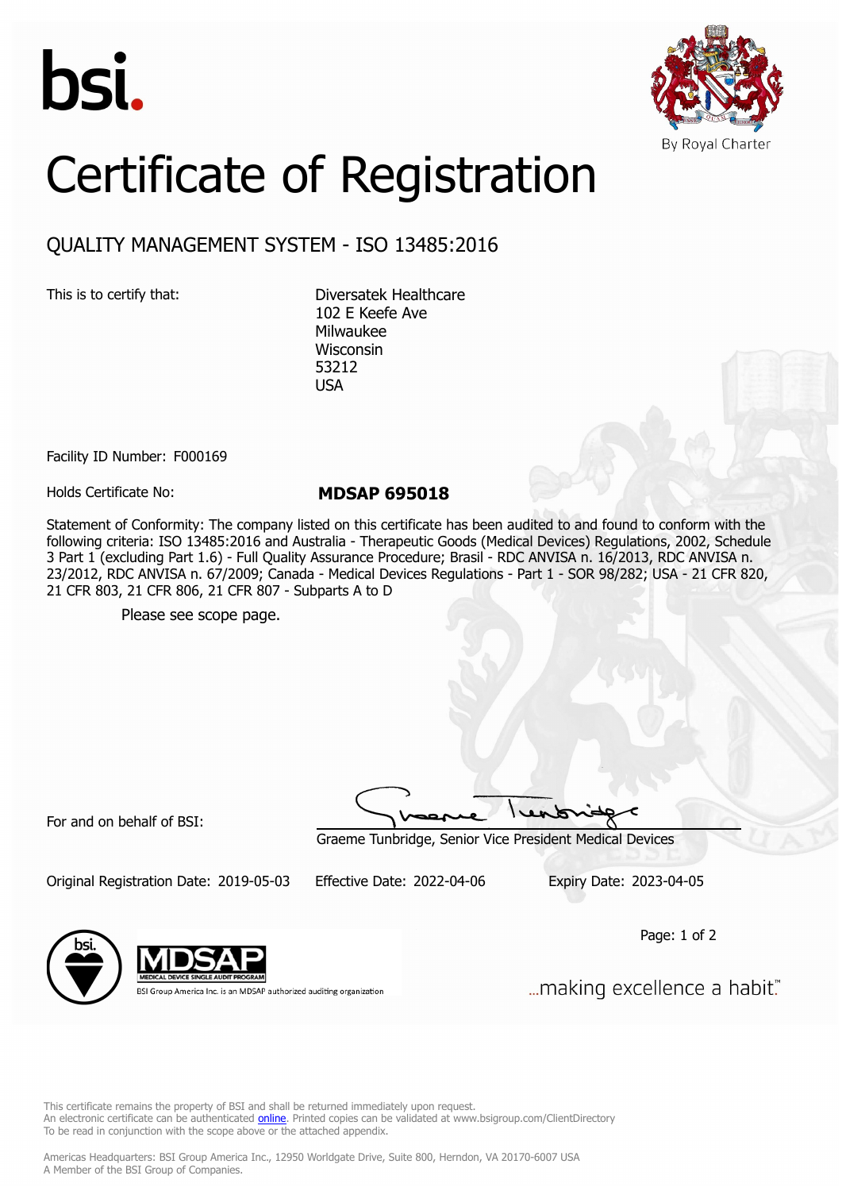bsi.

By Royal Charter

# Certificate of Registration

## QUALITY MANAGEMENT SYSTEM - ISO 13485:2016

This is to certify that:

Diversatek Healthcare
102 E Keefe Ave
Milwaukee
Wisconsin
53212
USA

Facility ID Number: F000169

Holds Certificate No: **MDSAP 695018**

Statement of Conformity: The company listed on this certificate has been audited to and found to conform with the following criteria: ISO 13485:2016 and Australia - Therapeutic Goods (Medical Devices) Regulations, 2002, Schedule 3 Part 1 (excluding Part 1.6) - Full Quality Assurance Procedure; Brasil - RDC ANVISA n. 16/2013, RDC ANVISA n. 23/2012, RDC ANVISA n. 67/2009; Canada - Medical Devices Regulations - Part 1 - SOR 98/282; USA - 21 CFR 820, 21 CFR 803, 21 CFR 806, 21 CFR 807 - Subparts A to D

Please see scope page.

For and on behalf of BSI:

Graeme Tunbridge, Senior Vice President Medical Devices

Original Registration Date: 2019-05-03 Effective Date: 2022-04-06 Expiry Date: 2023-04-05

MDSAP MEDICAL DEVICE SINGLE AUDIT PROGRAM

BSI Group America Inc. is an MDSAP authorized auditing organization

...making excellence a habit.™

This certificate remains the property of BSI and shall be returned immediately upon request.
An electronic certificate can be authenticated online. Printed copies can be validated at www.bsigroup.com/ClientDirectory
To be read in conjunction with the scope above or the attached appendix.

Americas Headquarters: BSI Group America Inc., 12950 Worldgate Drive, Suite 800, Herndon, VA 20170-6007 USA
A Member of the BSI Group of Companies.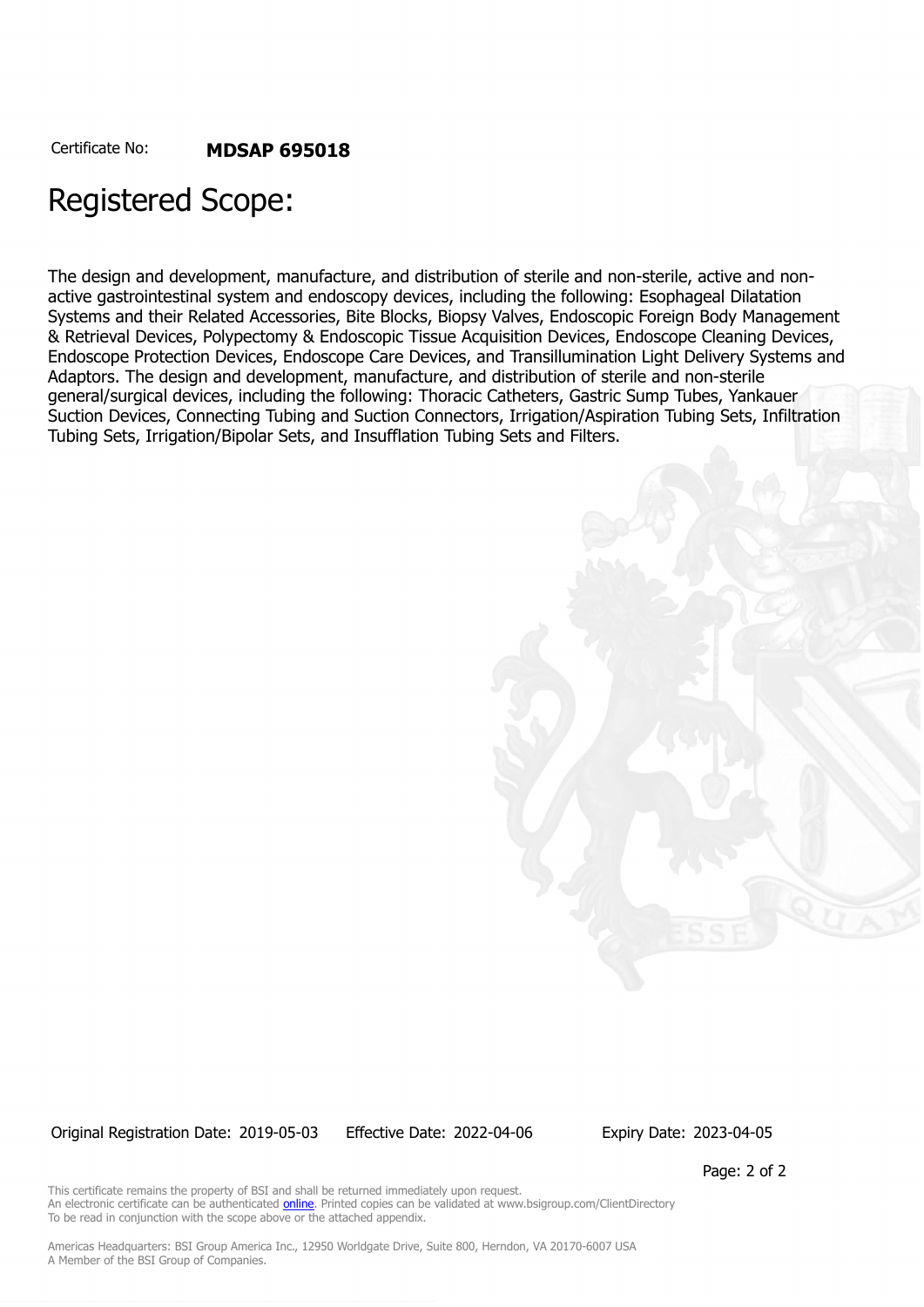Certificate No: **MDSAP 695018**

# Registered Scope:

The design and development, manufacture, and distribution of sterile and non-sterile, active and non-active gastrointestinal system and endoscopy devices, including the following: Esophageal Dilatation Systems and their Related Accessories, Bite Blocks, Biopsy Valves, Endoscopic Foreign Body Management & Retrieval Devices, Polypectomy & Endoscopic Tissue Acquisition Devices, Endoscope Cleaning Devices, Endoscope Protection Devices, Endoscope Care Devices, and Transillumination Light Delivery Systems and Adaptors. The design and development, manufacture, and distribution of sterile and non-sterile general/surgical devices, including the following: Thoracic Catheters, Gastric Sump Tubes, Yankauer Suction Devices, Connecting Tubing and Suction Connectors, Irrigation/Aspiration Tubing Sets, Infiltration Tubing Sets, Irrigation/Bipolar Sets, and Insufflation Tubing Sets and Filters.

Original Registration Date: 2019-05-03    Effective Date: 2022-04-06    Expiry Date: 2023-04-05

This certificate remains the property of BSI and shall be returned immediately upon request.
An electronic certificate can be authenticated online. Printed copies can be validated at www.bsigroup.com/ClientDirectory
To be read in conjunction with the scope above or the attached appendix.

Americas Headquarters: BSI Group America Inc., 12950 Worldgate Drive, Suite 800, Herndon, VA 20170-6007 USA
A Member of the BSI Group of Companies.